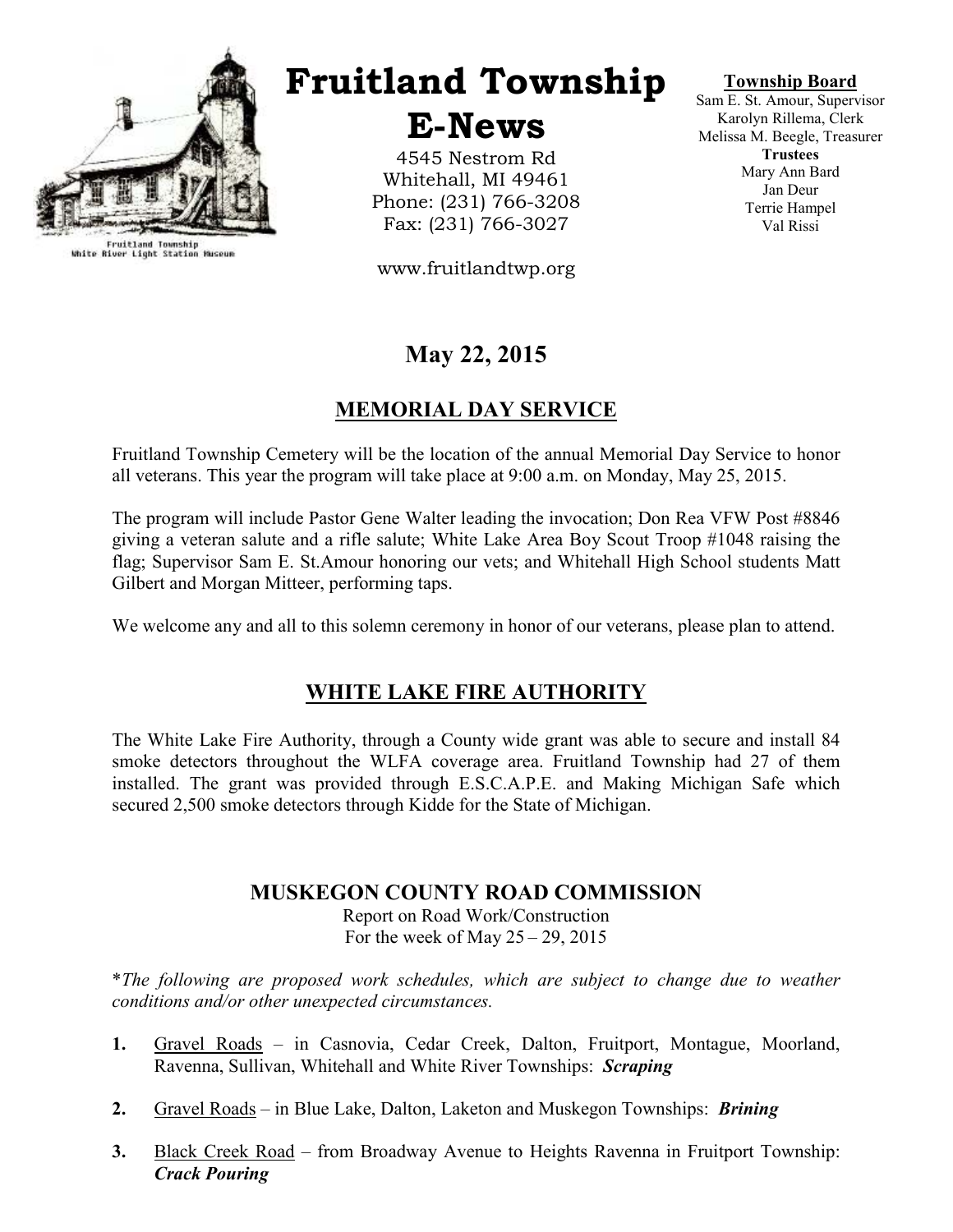# Fruitland Township E-News

4545 Nestrom Rd
Whitehall, MI 49461
Phone: (231) 766-3208
Fax: (231) 766-3027

www.fruitlandtwp.org

**Township Board**
Sam E. St. Amour, Supervisor
Karolyn Rillema, Clerk
Melissa M. Beegle, Treasurer
**Trustees**
Mary Ann Bard
Jan Deur
Terrie Hampel
Val Rissi

Fruitland Township
White River Light Station Museum

## May 22, 2015

## MEMORIAL DAY SERVICE

Fruitland Township Cemetery will be the location of the annual Memorial Day Service to honor all veterans. This year the program will take place at 9:00 a.m. on Monday, May 25, 2015.

The program will include Pastor Gene Walter leading the invocation; Don Rea VFW Post #8846 giving a veteran salute and a rifle salute; White Lake Area Boy Scout Troop #1048 raising the flag; Supervisor Sam E. St.Amour honoring our vets; and Whitehall High School students Matt Gilbert and Morgan Mitteer, performing taps.

We welcome any and all to this solemn ceremony in honor of our veterans, please plan to attend.

## WHITE LAKE FIRE AUTHORITY

The White Lake Fire Authority, through a County wide grant was able to secure and install 84 smoke detectors throughout the WLFA coverage area. Fruitland Township had 27 of them installed. The grant was provided through E.S.C.A.P.E. and Making Michigan Safe which secured 2,500 smoke detectors through Kidde for the State of Michigan.

## MUSKEGON COUNTY ROAD COMMISSION

Report on Road Work/Construction
For the week of May 25 – 29, 2015

*\*The following are proposed work schedules, which are subject to change due to weather conditions and/or other unexpected circumstances.*

1. Gravel Roads – in Casnovia, Cedar Creek, Dalton, Fruitport, Montague, Moorland, Ravenna, Sullivan, Whitehall and White River Townships: ***Scraping***
2. Gravel Roads – in Blue Lake, Dalton, Laketon and Muskegon Townships: ***Brining***
3. Black Creek Road – from Broadway Avenue to Heights Ravenna in Fruitport Township: ***Crack Pouring***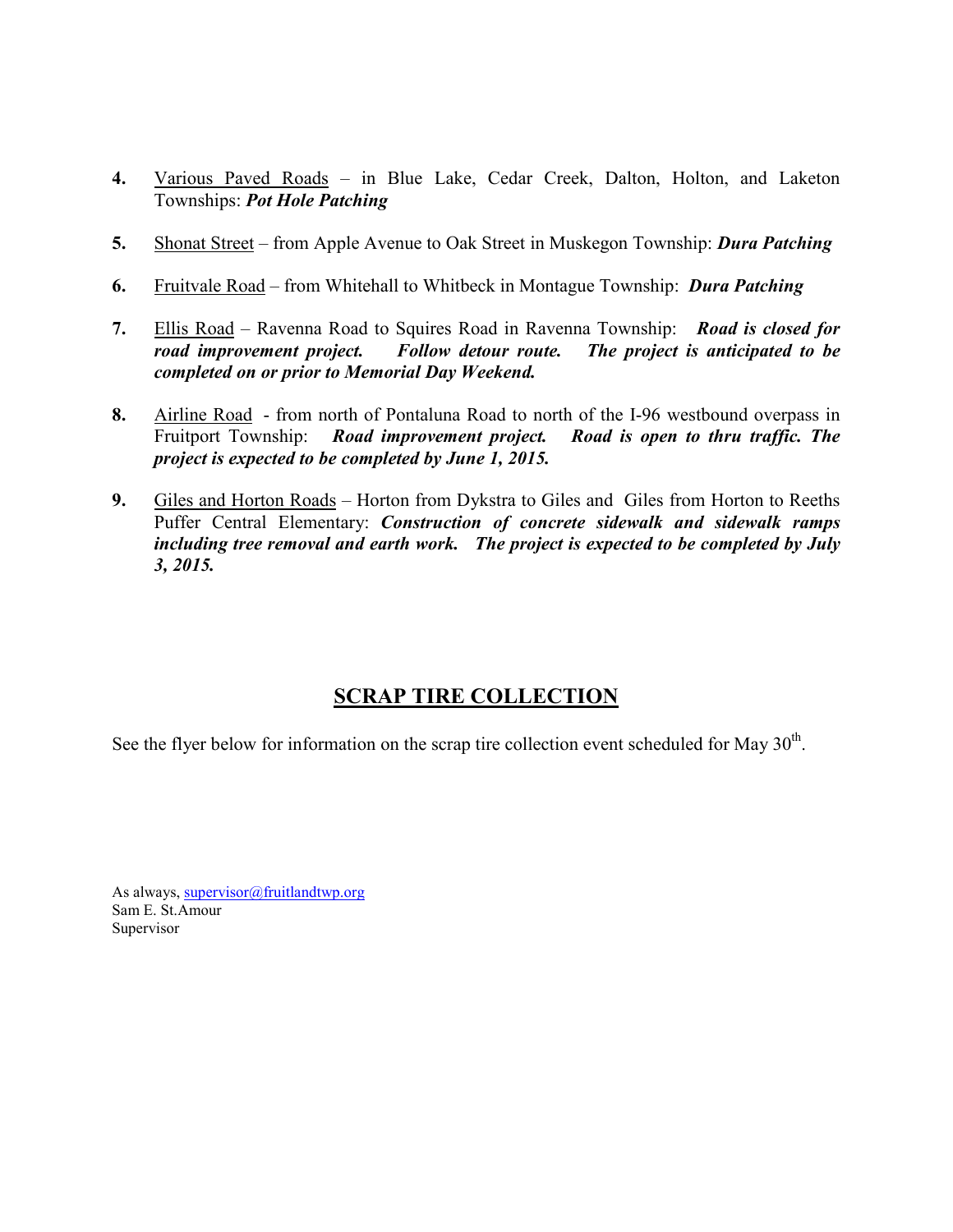4. Various Paved Roads – in Blue Lake, Cedar Creek, Dalton, Holton, and Laketon Townships: ***Pot Hole Patching***

5. Shonat Street – from Apple Avenue to Oak Street in Muskegon Township: ***Dura Patching***

6. Fruitvale Road – from Whitehall to Whitbeck in Montague Township: ***Dura Patching***

7. Ellis Road – Ravenna Road to Squires Road in Ravenna Township: ***Road is closed for road improvement project. Follow detour route. The project is anticipated to be completed on or prior to Memorial Day Weekend.***

8. Airline Road - from north of Pontaluna Road to north of the I-96 westbound overpass in Fruitport Township: ***Road improvement project. Road is open to thru traffic. The project is expected to be completed by June 1, 2015.***

9. Giles and Horton Roads – Horton from Dykstra to Giles and Giles from Horton to Reeths Puffer Central Elementary: ***Construction of concrete sidewalk and sidewalk ramps including tree removal and earth work. The project is expected to be completed by July 3, 2015.***

## SCRAP TIRE COLLECTION

See the flyer below for information on the scrap tire collection event scheduled for May 30th.

As always, supervisor@fruitlandtwp.org
Sam E. St.Amour
Supervisor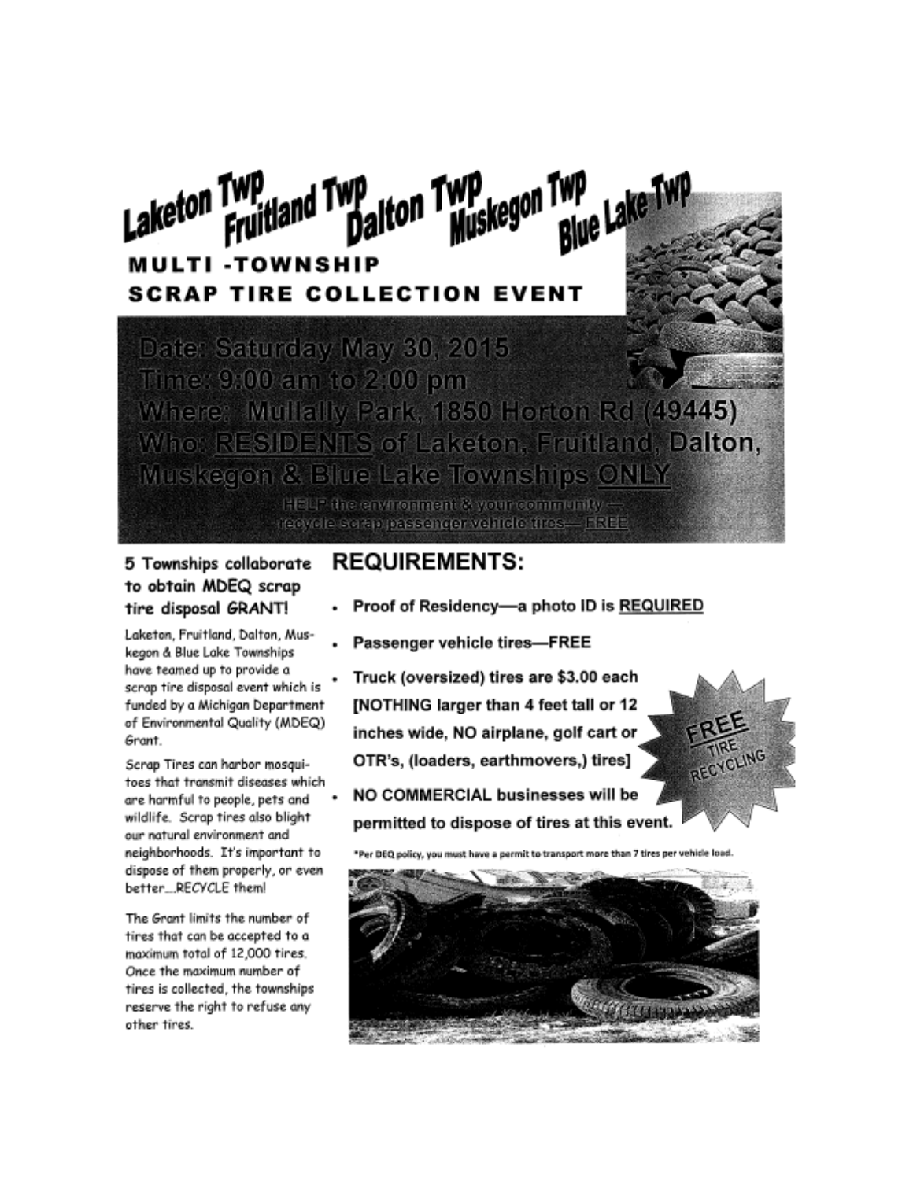# Laketon Twp Fruitland Twp Dalton Twp Muskegon Twp Blue Lake Twp

## MULTI -TOWNSHIP SCRAP TIRE COLLECTION EVENT

Date: Saturday May 30, 2015
Time: 9:00 am to 2:00 pm
Where: Mullally Park, 1850 Horton Rd (49445)
Who: RESIDENTS of Laketon, Fruitland, Dalton, Muskegon & Blue Lake Townships ONLY

HELP the environment & your community — recycle scrap passenger vehicle tires— FREE

### 5 Townships collaborate to obtain MDEQ scrap tire disposal GRANT!

Laketon, Fruitland, Dalton, Muskegon & Blue Lake Townships have teamed up to provide a scrap tire disposal event which is funded by a Michigan Department of Environmental Quality (MDEQ) Grant.

Scrap Tires can harbor mosquitoes that transmit diseases which are harmful to people, pets and wildlife. Scrap tires also blight our natural environment and neighborhoods. It's important to dispose of them properly, or even better...RECYCLE them!

The Grant limits the number of tires that can be accepted to a maximum total of 12,000 tires. Once the maximum number of tires is collected, the townships reserve the right to refuse any other tires.

## REQUIREMENTS:

- **Proof of Residency—a photo ID is REQUIRED**
- **Passenger vehicle tires—FREE**
- **Truck (oversized) tires are $3.00 each [NOTHING larger than 4 feet tall or 12 inches wide, NO airplane, golf cart or OTR's, (loaders, earthmovers,) tires]**
- **NO COMMERCIAL businesses will be permitted to dispose of tires at this event.**

FREE TIRE RECYCLING

*Per DEQ policy, you must have a permit to transport more than 7 tires per vehicle load.